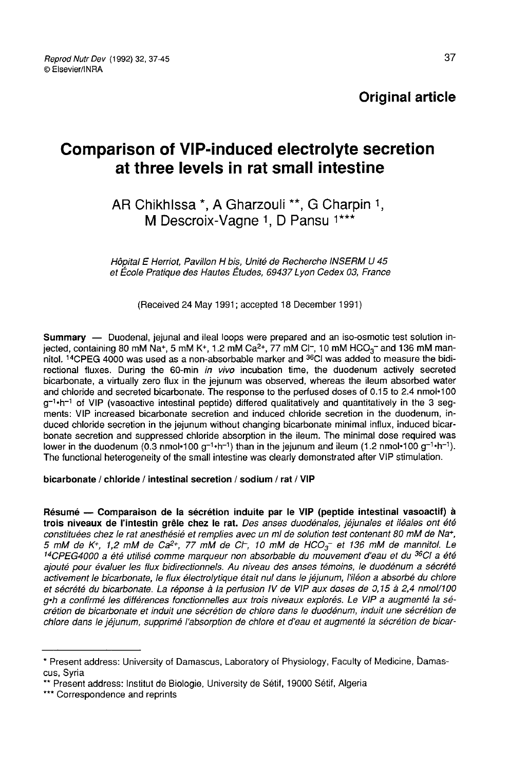**Original article**

# Comparison of VIP-induced electrolyte secretion at three levels in rat small intestine

AR ChikhIssa *, A Gharzouli **, G Charpin [1], M Descroix-Vagne [1], D Pansu [1]***

*Hôpital E Herriot, Pavillon H bis, Unité de Recherche INSERM U 45 et École Pratique des Hautes Études, 69437 Lyon Cedex 03, France*

(Received 24 May 1991; accepted 18 December 1991)

**Summary** — Duodenal, jejunal and ileal loops were prepared and an iso-osmotic test solution injected, containing 80 mM $Na^+$, 5 mM $K^+$, 1.2 mM $Ca^{2+}$, 77 mM $Cl^-$, 10 mM $HCO_3^-$ and 136 mM mannitol. $^{14}$CPEG 4000 was used as a non-absorbable marker and $^{36}$Cl was added to measure the bidirectional fluxes. During the 60-min *in vivo* incubation time, the duodenum actively secreted bicarbonate, a virtually zero flux in the jejunum was observed, whereas the ileum absorbed water and chloride and secreted bicarbonate. The response to the perfused doses of 0.15 to 2.4 nmol•100 $g^{-1}$•$h^{-1}$ of VIP (vasoactive intestinal peptide) differed qualitatively and quantitatively in the 3 segments: VIP increased bicarbonate secretion and induced chloride secretion in the duodenum, induced chloride secretion in the jejunum without changing bicarbonate minimal influx, induced bicarbonate secretion and suppressed chloride absorption in the ileum. The minimal dose required was lower in the duodenum (0.3 nmol•100 $g^{-1}$•$h^{-1}$) than in the jejunum and ileum (1.2 nmol•100 $g^{-1}$•$h^{-1}$). The functional heterogeneity of the small intestine was clearly demonstrated after VIP stimulation.

**bicarbonate / chloride / intestinal secretion / sodium / rat / VIP**

**Résumé — Comparaison de la sécrétion induite par le VIP (peptide intestinal vasoactif) à trois niveaux de l'intestin grêle chez le rat.** *Des anses duodénales, jéjunales et iléales ont été constituées chez le rat anesthésié et remplies avec un ml de solution test contenant 80 mM de $Na^+$, 5 mM de $K^+$, 1,2 mM de $Ca^{2+}$, 77 mM de $Cl^-$, 10 mM de $HCO_3^-$ et 136 mM de mannitol. Le $^{14}$CPEG4000 a été utilisé comme marqueur non absorbable du mouvement d'eau et du $^{36}$Cl a été ajouté pour évaluer les flux bidirectionnels. Au niveau des anses témoins, le duodénum a sécrété activement le bicarbonate, le flux électrolytique était nul dans le jéjunum, l'iléon a absorbé du chlore et sécrété du bicarbonate. La réponse à la perfusion IV de VIP aux doses de 0,15 à 2,4 nmol/100 g•h a confirmé les différences fonctionnelles aux trois niveaux explorés. Le VIP a augmenté la sécrétion de bicarbonate et induit une sécrétion de chlore dans le duodénum, induit une sécrétion de chlore dans le jéjunum, supprimé l'absorption de chlore et d'eau et augmenté la sécrétion de bicar-*

---

\* Present address: University of Damascus, Laboratory of Physiology, Faculty of Medicine, Damascus, Syria

\*\* Present address: Institut de Biologie, University de Sétif, 19000 Sétif, Algeria

\*\*\* Correspondence and reprints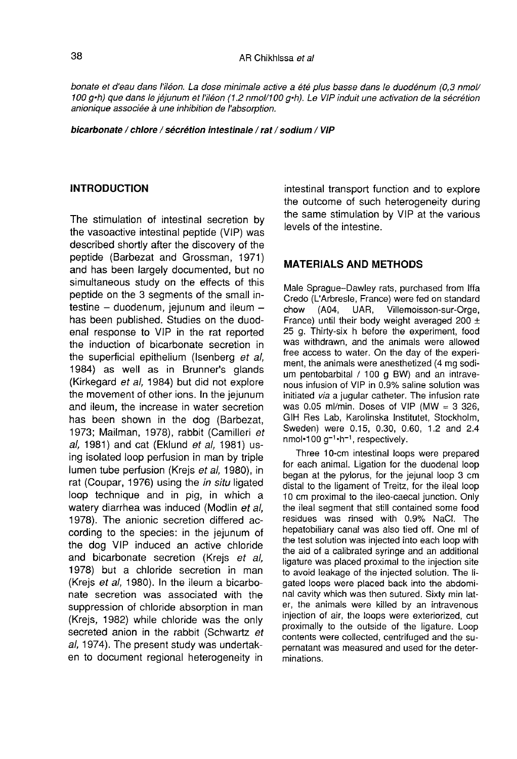*bonate et d'eau dans l'iléon. La dose minimale active a été plus basse dans le duodénum (0,3 nmol/100 g•h) que dans le jéjunum et l'iléon (1.2 nmol/100 g•h). Le VIP induit une activation de la sécrétion anionique associée à une inhibition de l'absorption.*

***bicarbonate / chlore / sécrétion intestinale / rat / sodium / VIP***

## INTRODUCTION

The stimulation of intestinal secretion by the vasoactive intestinal peptide (VIP) was described shortly after the discovery of the peptide (Barbezat and Grossman, 1971) and has been largely documented, but no simultaneous study on the effects of this peptide on the 3 segments of the small intestine – duodenum, jejunum and ileum – has been published. Studies on the duodenal response to VIP in the rat reported the induction of bicarbonate secretion in the superficial epithelium (Isenberg *et al*, 1984) as well as in Brunner's glands (Kirkegard *et al*, 1984) but did not explore the movement of other ions. In the jejunum and ileum, the increase in water secretion has been shown in the dog (Barbezat, 1973; Mailman, 1978), rabbit (Camilleri *et al*, 1981) and cat (Eklund *et al*, 1981) using isolated loop perfusion in man by triple lumen tube perfusion (Krejs *et al*, 1980), in rat (Coupar, 1976) using the *in situ* ligated loop technique and in pig, in which a watery diarrhea was induced (Modlin *et al*, 1978). The anionic secretion differed according to the species: in the jejunum of the dog VIP induced an active chloride and bicarbonate secretion (Krejs *et al*, 1978) but a chloride secretion in man (Krejs *et al*, 1980). In the ileum a bicarbonate secretion was associated with the suppression of chloride absorption in man (Krejs, 1982) while chloride was the only secreted anion in the rabbit (Schwartz *et al*, 1974). The present study was undertaken to document regional heterogeneity in intestinal transport function and to explore the outcome of such heterogeneity during the same stimulation by VIP at the various levels of the intestine.

## MATERIALS AND METHODS

Male Sprague–Dawley rats, purchased from Iffa Credo (L'Arbresle, France) were fed on standard chow (A04, UAR, Villemoisson-sur-Orge, France) until their body weight averaged 200 ± 25 g. Thirty-six h before the experiment, food was withdrawn, and the animals were allowed free access to water. On the day of the experiment, the animals were anesthetized (4 mg sodium pentobarbital / 100 g BW) and an intravenous infusion of VIP in 0.9% saline solution was initiated *via* a jugular catheter. The infusion rate was 0.05 ml/min. Doses of VIP (MW = 3 326, GIH Res Lab, Karolinska Institutet, Stockholm, Sweden) were 0.15, 0.30, 0.60, 1.2 and 2.4 nmol•100 $g^{-1}$•$h^{-1}$, respectively.

Three 10-cm intestinal loops were prepared for each animal. Ligation for the duodenal loop began at the pylorus, for the jejunal loop 3 cm distal to the ligament of Treitz, for the ileal loop 10 cm proximal to the ileo-caecal junction. Only the ileal segment that still contained some food residues was rinsed with 0.9% NaCl. The hepatobiliary canal was also tied off. One ml of the test solution was injected into each loop with the aid of a calibrated syringe and an additional ligature was placed proximal to the injection site to avoid leakage of the injected solution. The ligated loops were placed back into the abdominal cavity which was then sutured. Sixty min later, the animals were killed by an intravenous injection of air, the loops were exteriorized, cut proximally to the outside of the ligature. Loop contents were collected, centrifuged and the supernatant was measured and used for the determinations.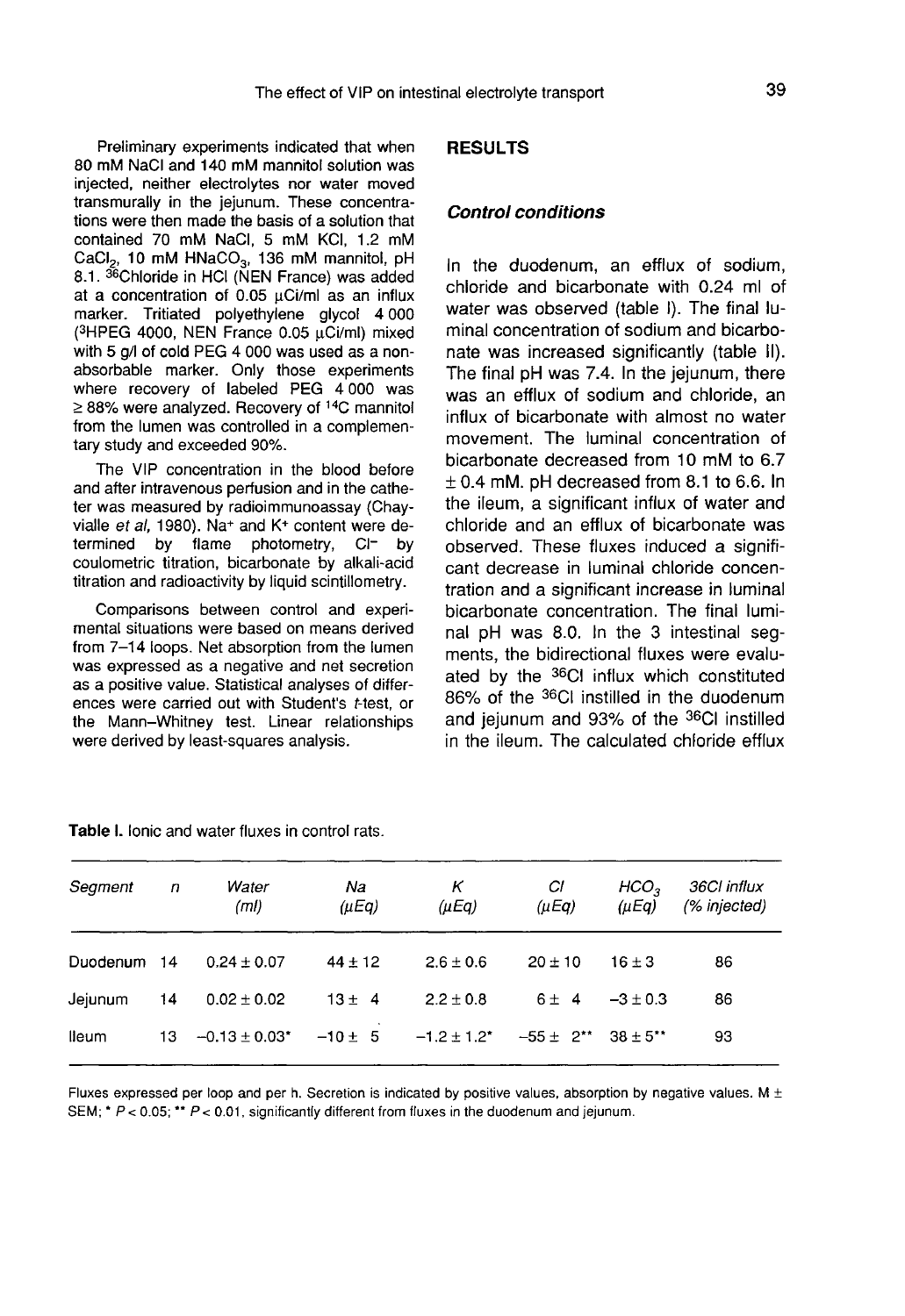Preliminary experiments indicated that when 80 mM NaCl and 140 mM mannitol solution was injected, neither electrolytes nor water moved transmurally in the jejunum. These concentrations were then made the basis of a solution that contained 70 mM NaCl, 5 mM KCl, 1.2 mM $CaCl_2$, 10 mM $HNaCO_3$, 136 mM mannitol, pH 8.1. $^{36}$Chloride in HCl (NEN France) was added at a concentration of 0.05 μCi/ml as an influx marker. Tritiated polyethylene glycol 4 000 ($^3$HPEG 4000, NEN France 0.05 μCi/ml) mixed with 5 g/l of cold PEG 4 000 was used as a non-absorbable marker. Only those experiments where recovery of labeled PEG 4 000 was ≥ 88% were analyzed. Recovery of $^{14}$C mannitol from the lumen was controlled in a complementary study and exceeded 90%.

The VIP concentration in the blood before and after intravenous perfusion and in the catheter was measured by radioimmunoassay (Chayvialle *et al*, 1980). $Na^+$ and $K^+$ content were determined by flame photometry, $Cl^-$ by coulometric titration, bicarbonate by alkali-acid titration and radioactivity by liquid scintillometry.

Comparisons between control and experimental situations were based on means derived from 7–14 loops. Net absorption from the lumen was expressed as a negative and net secretion as a positive value. Statistical analyses of differences were carried out with Student's *t*-test, or the Mann–Whitney test. Linear relationships were derived by least-squares analysis.

## RESULTS

### Control conditions

In the duodenum, an efflux of sodium, chloride and bicarbonate with 0.24 ml of water was observed (table I). The final luminal concentration of sodium and bicarbonate was increased significantly (table II). The final pH was 7.4. In the jejunum, there was an efflux of sodium and chloride, an influx of bicarbonate with almost no water movement. The luminal concentration of bicarbonate decreased from 10 mM to 6.7 ± 0.4 mM. pH decreased from 8.1 to 6.6. In the ileum, a significant influx of water and chloride and an efflux of bicarbonate was observed. These fluxes induced a significant decrease in luminal chloride concentration and a significant increase in luminal bicarbonate concentration. The final luminal pH was 8.0. In the 3 intestinal segments, the bidirectional fluxes were evaluated by the $^{36}$Cl influx which constituted 86% of the $^{36}$Cl instilled in the duodenum and jejunum and 93% of the $^{36}$Cl instilled in the ileum. The calculated chloride efflux

**Table I.** Ionic and water fluxes in control rats.

| *Segment* | *n* | *Water (ml)* | *Na (μEq)* | *K (μEq)* | *Cl (μEq)* | *$HCO_3$ (μEq)* | *36Cl influx (% injected)* |
|---|---|---|---|---|---|---|---|
| Duodenum | 14 | 0.24 ± 0.07 | 44 ± 12 | 2.6 ± 0.6 | 20 ± 10 | 16 ± 3 | 86 |
| Jejunum | 14 | 0.02 ± 0.02 | 13 ± 4 | 2.2 ± 0.8 | 6 ± 4 | −3 ± 0.3 | 86 |
| Ileum | 13 | −0.13 ± 0.03* | −10 ± 5 | −1.2 ± 1.2* | −55 ± 2** | 38 ± 5** | 93 |

Fluxes expressed per loop and per h. Secretion is indicated by positive values, absorption by negative values. M ± SEM; * $P < 0.05$; ** $P < 0.01$, significantly different from fluxes in the duodenum and jejunum.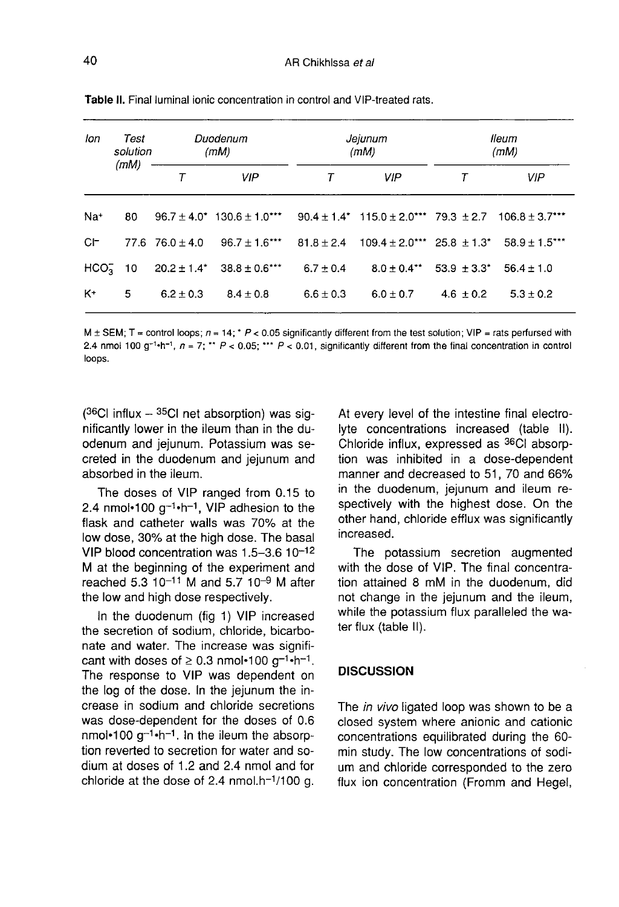**Table II.** Final luminal ionic concentration in control and VIP-treated rats.

| Ion | Test solution (mM) | Duodenum (mM) | | Jejunum (mM) | | Ileum (mM) | |
|---|---|---|---|---|---|---|---|
| | | T | VIP | T | VIP | T | VIP |
| $Na^+$ | 80 | 96.7 ± 4.0* | 130.6 ± 1.0*** | 90.4 ± 1.4* | 115.0 ± 2.0*** | 79.3 ± 2.7 | 106.8 ± 3.7*** |
| $Cl^-$ | 77.6 | 76.0 ± 4.0 | 96.7 ± 1.6*** | 81.8 ± 2.4 | 109.4 ± 2.0*** | 25.8 ± 1.3* | 58.9 ± 1.5*** |
| $HCO_3^-$ | 10 | 20.2 ± 1.4* | 38.8 ± 0.6*** | 6.7 ± 0.4 | 8.0 ± 0.4** | 53.9 ± 3.3* | 56.4 ± 1.0 |
| $K^+$ | 5 | 6.2 ± 0.3 | 8.4 ± 0.8 | 6.6 ± 0.3 | 6.0 ± 0.7 | 4.6 ± 0.2 | 5.3 ± 0.2 |

M ± SEM; T = control loops; $n = 14$; * $P < 0.05$ significantly different from the test solution; VIP = rats perfursed with 2.4 nmol 100 $g^{-1} \cdot h^{-1}$, $n = 7$; ** $P < 0.05$; *** $P < 0.01$, significantly different from the final concentration in control loops.

($^{36}Cl$ influx – $^{35}Cl$ net absorption) was significantly lower in the ileum than in the duodenum and jejunum. Potassium was secreted in the duodenum and jejunum and absorbed in the ileum.

The doses of VIP ranged from 0.15 to 2.4 nmol•100 $g^{-1} \cdot h^{-1}$, VIP adhesion to the flask and catheter walls was 70% at the low dose, 30% at the high dose. The basal VIP blood concentration was 1.5–3.6 $10^{-12}$ M at the beginning of the experiment and reached 5.3 $10^{-11}$ M and 5.7 $10^{-9}$ M after the low and high dose respectively.

In the duodenum (fig 1) VIP increased the secretion of sodium, chloride, bicarbonate and water. The increase was significant with doses of ≥ 0.3 nmol•100 $g^{-1} \cdot h^{-1}$. The response to VIP was dependent on the log of the dose. In the jejunum the increase in sodium and chloride secretions was dose-dependent for the doses of 0.6 nmol•100 $g^{-1} \cdot h^{-1}$. In the ileum the absorption reverted to secretion for water and sodium at doses of 1.2 and 2.4 nmol and for chloride at the dose of 2.4 nmol.$h^{-1}$/100 g.

At every level of the intestine final electrolyte concentrations increased (table II). Chloride influx, expressed as $^{36}Cl$ absorption was inhibited in a dose-dependent manner and decreased to 51, 70 and 66% in the duodenum, jejunum and ileum respectively with the highest dose. On the other hand, chloride efflux was significantly increased.

The potassium secretion augmented with the dose of VIP. The final concentration attained 8 mM in the duodenum, did not change in the jejunum and the ileum, while the potassium flux paralleled the water flux (table II).

## DISCUSSION

The *in vivo* ligated loop was shown to be a closed system where anionic and cationic concentrations equilibrated during the 60-min study. The low concentrations of sodium and chloride corresponded to the zero flux ion concentration (Fromm and Hegel,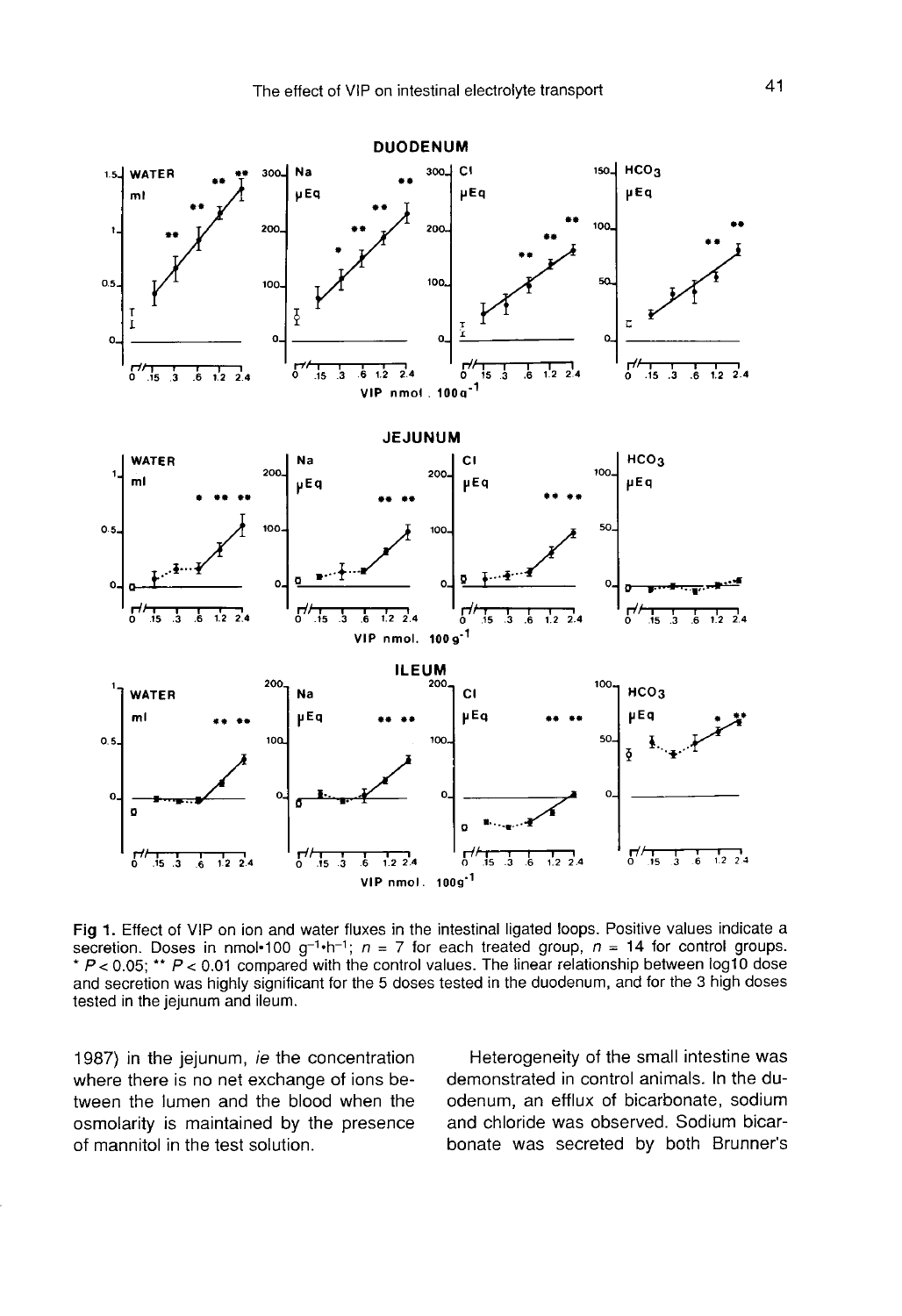Fig 1. Effect of VIP on ion and water fluxes in the intestinal ligated loops. Positive values indicate a secretion. Doses in $nmol \cdot 100\ g^{-1} \cdot h^{-1}$; $n = 7$ for each treated group, $n = 14$ for control groups. * $P < 0.05$; ** $P < 0.01$ compared with the control values. The linear relationship between log10 dose and secretion was highly significant for the 5 doses tested in the duodenum, and for the 3 high doses tested in the jejunum and ileum.

1987) in the jejunum, *ie* the concentration where there is no net exchange of ions between the lumen and the blood when the osmolarity is maintained by the presence of mannitol in the test solution.

Heterogeneity of the small intestine was demonstrated in control animals. In the duodenum, an efflux of bicarbonate, sodium and chloride was observed. Sodium bicarbonate was secreted by both Brunner's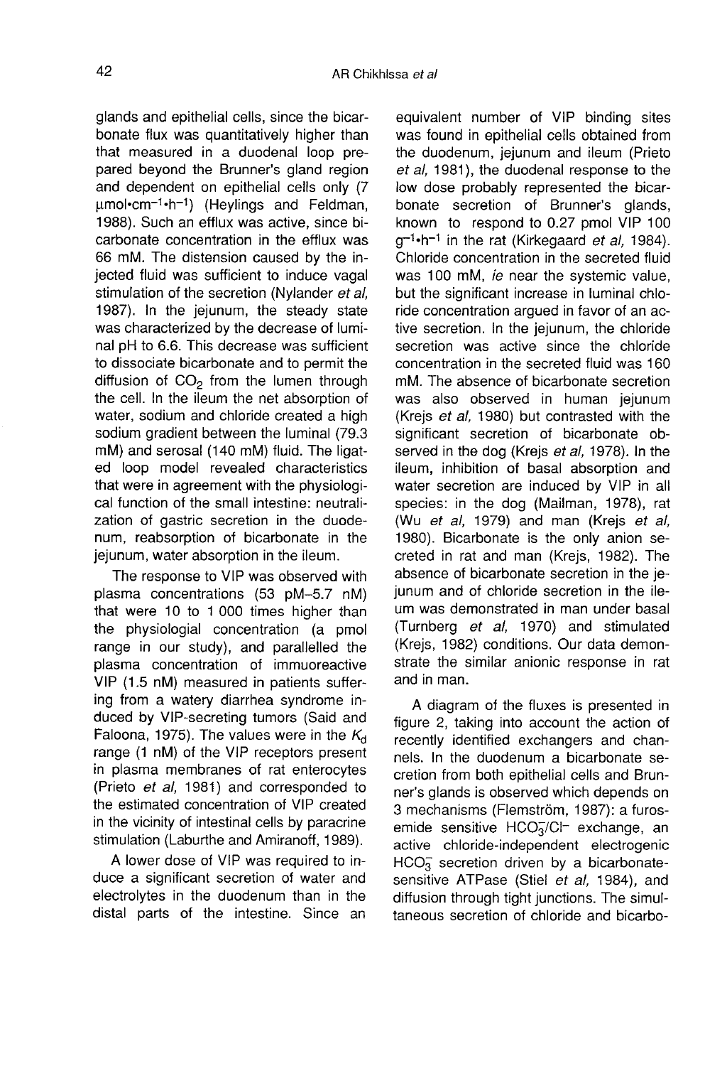glands and epithelial cells, since the bicarbonate flux was quantitatively higher than that measured in a duodenal loop prepared beyond the Brunner's gland region and dependent on epithelial cells only (7 $\mu mol \cdot cm^{-1} \cdot h^{-1}$) (Heylings and Feldman, 1988). Such an efflux was active, since bicarbonate concentration in the efflux was 66 mM. The distension caused by the injected fluid was sufficient to induce vagal stimulation of the secretion (Nylander *et al*, 1987). In the jejunum, the steady state was characterized by the decrease of luminal pH to 6.6. This decrease was sufficient to dissociate bicarbonate and to permit the diffusion of $CO_2$ from the lumen through the cell. In the ileum the net absorption of water, sodium and chloride created a high sodium gradient between the luminal (79.3 mM) and serosal (140 mM) fluid. The ligated loop model revealed characteristics that were in agreement with the physiological function of the small intestine: neutralization of gastric secretion in the duodenum, reabsorption of bicarbonate in the jejunum, water absorption in the ileum.

The response to VIP was observed with plasma concentrations (53 pM–5.7 nM) that were 10 to 1 000 times higher than the physiologial concentration (a pmol range in our study), and parallelled the plasma concentration of immuoreactive VIP (1.5 nM) measured in patients suffering from a watery diarrhea syndrome induced by VIP-secreting tumors (Said and Faloona, 1975). The values were in the $K_d$ range (1 nM) of the VIP receptors present in plasma membranes of rat enterocytes (Prieto *et al*, 1981) and corresponded to the estimated concentration of VIP created in the vicinity of intestinal cells by paracrine stimulation (Laburthe and Amiranoff, 1989).

A lower dose of VIP was required to induce a significant secretion of water and electrolytes in the duodenum than in the distal parts of the intestine. Since an equivalent number of VIP binding sites was found in epithelial cells obtained from the duodenum, jejunum and ileum (Prieto *et al*, 1981), the duodenal response to the low dose probably represented the bicarbonate secretion of Brunner's glands, known to respond to 0.27 pmol VIP 100 $g^{-1} \cdot h^{-1}$ in the rat (Kirkegaard *et al*, 1984). Chloride concentration in the secreted fluid was 100 mM, *ie* near the systemic value, but the significant increase in luminal chloride concentration argued in favor of an active secretion. In the jejunum, the chloride secretion was active since the chloride concentration in the secreted fluid was 160 mM. The absence of bicarbonate secretion was also observed in human jejunum (Krejs *et al*, 1980) but contrasted with the significant secretion of bicarbonate observed in the dog (Krejs *et al*, 1978). In the ileum, inhibition of basal absorption and water secretion are induced by VIP in all species: in the dog (Mailman, 1978), rat (Wu *et al*, 1979) and man (Krejs *et al*, 1980). Bicarbonate is the only anion secreted in rat and man (Krejs, 1982). The absence of bicarbonate secretion in the jejunum and of chloride secretion in the ileum was demonstrated in man under basal (Turnberg *et al*, 1970) and stimulated (Krejs, 1982) conditions. Our data demonstrate the similar anionic response in rat and in man.

A diagram of the fluxes is presented in figure 2, taking into account the action of recently identified exchangers and channels. In the duodenum a bicarbonate secretion from both epithelial cells and Brunner's glands is observed which depends on 3 mechanisms (Flemström, 1987): a furosemide sensitive $HCO_3^-/Cl^-$ exchange, an active chloride-independent electrogenic $HCO_3^-$ secretion driven by a bicarbonate-sensitive ATPase (Stiel *et al*, 1984), and diffusion through tight junctions. The simultaneous secretion of chloride and bicarbo-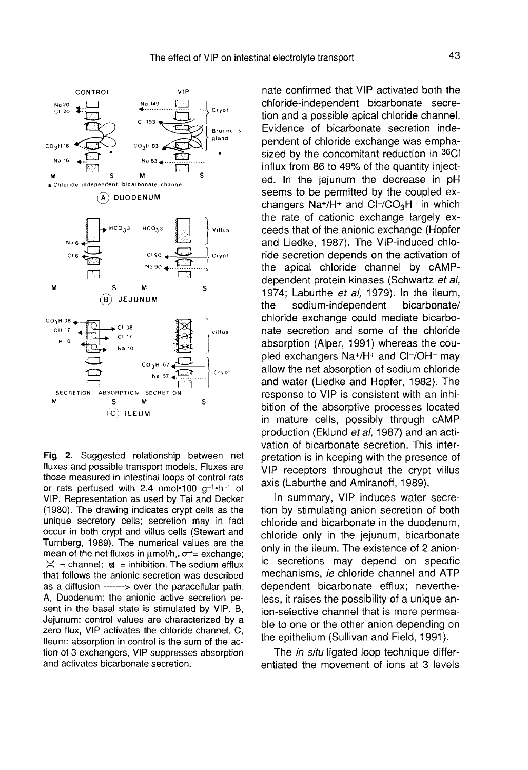Fig 2. Suggested relationship between net fluxes and possible transport models. Fluxes are those measured in intestinal loops of control rats or rats perfused with 2.4 nmol•100 $g^{-1}$•$h^{-1}$ of VIP. Representation as used by Tai and Decker (1980). The drawing indicates crypt cells as the unique secretory cells; secretion may in fact occur in both crypt and villus cells (Stewart and Turnberg, 1989). The numerical values are the mean of the net fluxes in μmol/h, ⟷ = exchange; ⨯ = channel; ⊠ = inhibition. The sodium efflux that follows the anionic secretion was described as a diffusion -------> over the paracellular path. A, Duodenum: the anionic active secretion pesent in the basal state is stimulated by VIP. B, Jejunum: control values are characterized by a zero flux, VIP activates the chloride channel. C, Ileum: absorption in control is the sum of the action of 3 exchangers, VIP suppresses absorption and activates bicarbonate secretion.

nate confirmed that VIP activated both the chloride-independent bicarbonate secretion and a possible apical chloride channel. Evidence of bicarbonate secretion independent of chloride exchange was emphasized by the concomitant reduction in $^{36}Cl$ influx from 86 to 49% of the quantity injected. In the jejunum the decrease in pH seems to be permitted by the coupled exchangers $Na^+/H^+$ and $Cl^-/CO_3H^-$ in which the rate of cationic exchange largely exceeds that of the anionic exchange (Hopfer and Liedke, 1987). The VIP-induced chloride secretion depends on the activation of the apical chloride channel by cAMP-dependent protein kinases (Schwartz *et al*, 1974; Laburthe *et al*, 1979). In the ileum, the sodium-independent bicarbonate/chloride exchange could mediate bicarbonate secretion and some of the chloride absorption (Alper, 1991) whereas the coupled exchangers $Na^+/H^+$ and $Cl^-/OH^-$ may allow the net absorption of sodium chloride and water (Liedke and Hopfer, 1982). The response to VIP is consistent with an inhibition of the absorptive processes located in mature cells, possibly through cAMP production (Eklund *et al*, 1987) and an activation of bicarbonate secretion. This interpretation is in keeping with the presence of VIP receptors throughout the crypt villus axis (Laburthe and Amiranoff, 1989).

In summary, VIP induces water secretion by stimulating anion secretion of both chloride and bicarbonate in the duodenum, chloride only in the jejunum, bicarbonate only in the ileum. The existence of 2 anionic secretions may depend on specific mechanisms, *ie* chloride channel and ATP dependent bicarbonate efflux; nevertheless, it raises the possibility of a unique anion-selective channel that is more permeable to one or the other anion depending on the epithelium (Sullivan and Field, 1991).

The *in situ* ligated loop technique differentiated the movement of ions at 3 levels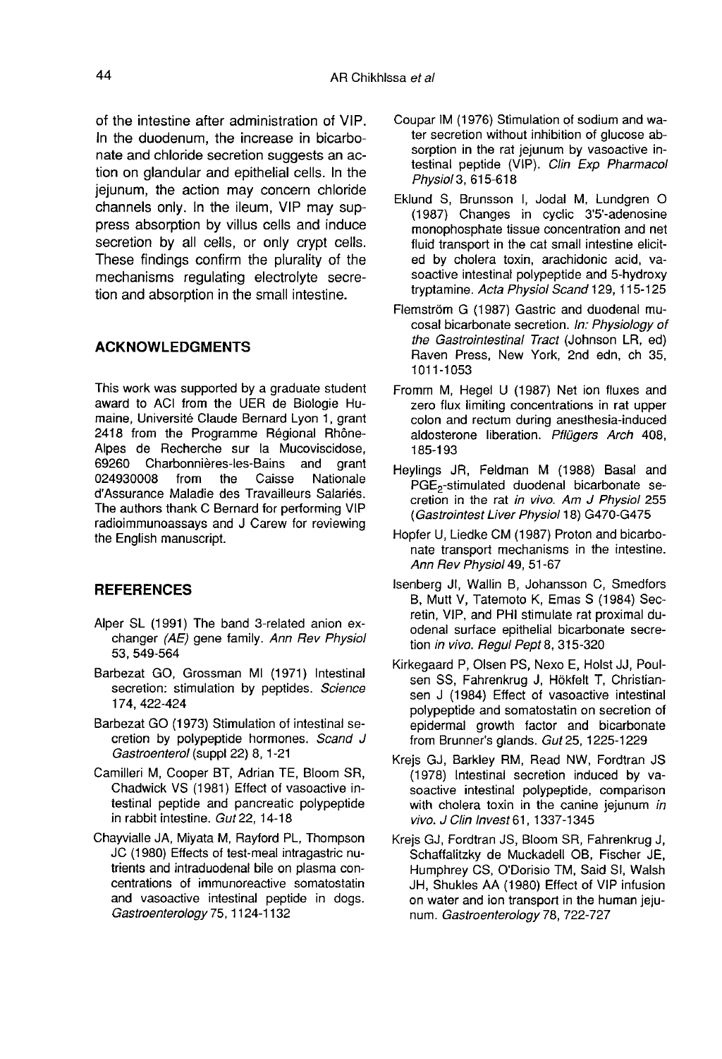of the intestine after administration of VIP. In the duodenum, the increase in bicarbonate and chloride secretion suggests an action on glandular and epithelial cells. In the jejunum, the action may concern chloride channels only. In the ileum, VIP may suppress absorption by villus cells and induce secretion by all cells, or only crypt cells. These findings confirm the plurality of the mechanisms regulating electrolyte secretion and absorption in the small intestine.

## ACKNOWLEDGMENTS

This work was supported by a graduate student award to ACI from the UER de Biologie Humaine, Université Claude Bernard Lyon 1, grant 2418 from the Programme Régional Rhône-Alpes de Recherche sur la Mucoviscidose, 69260 Charbonnières-les-Bains and grant 024930008 from the Caisse Nationale d'Assurance Maladie des Travailleurs Salariés. The authors thank C Bernard for performing VIP radioimmunoassays and J Carew for reviewing the English manuscript.

## REFERENCES

Alper SL (1991) The band 3-related anion exchanger *(AE)* gene family. *Ann Rev Physiol* 53, 549-564

Barbezat GO, Grossman MI (1971) Intestinal secretion: stimulation by peptides. *Science* 174, 422-424

Barbezat GO (1973) Stimulation of intestinal secretion by polypeptide hormones. *Scand J Gastroenterol* (suppl 22) 8, 1-21

Camilleri M, Cooper BT, Adrian TE, Bloom SR, Chadwick VS (1981) Effect of vasoactive intestinal peptide and pancreatic polypeptide in rabbit intestine. *Gut* 22, 14-18

Chayvialle JA, Miyata M, Rayford PL, Thompson JC (1980) Effects of test-meal intragastric nutrients and intraduodenal bile on plasma concentrations of immunoreactive somatostatin and vasoactive intestinal peptide in dogs. *Gastroenterology* 75, 1124-1132

Coupar IM (1976) Stimulation of sodium and water secretion without inhibition of glucose absorption in the rat jejunum by vasoactive intestinal peptide (VIP). *Clin Exp Pharmacol Physiol* 3, 615-618

Eklund S, Brunsson I, Jodal M, Lundgren O (1987) Changes in cyclic 3'5'-adenosine monophosphate tissue concentration and net fluid transport in the cat small intestine elicited by cholera toxin, arachidonic acid, vasoactive intestinal polypeptide and 5-hydroxy tryptamine. *Acta Physiol Scand* 129, 115-125

Flemström G (1987) Gastric and duodenal mucosal bicarbonate secretion. *In: Physiology of the Gastrointestinal Tract* (Johnson LR, ed) Raven Press, New York, 2nd edn, ch 35, 1011-1053

Fromm M, Hegel U (1987) Net ion fluxes and zero flux limiting concentrations in rat upper colon and rectum during anesthesia-induced aldosterone liberation. *Pflügers Arch* 408, 185-193

Heylings JR, Feldman M (1988) Basal and $PGE_2$-stimulated duodenal bicarbonate secretion in the rat *in vivo*. *Am J Physiol* 255 (*Gastrointest Liver Physiol* 18) G470-G475

Hopfer U, Liedke CM (1987) Proton and bicarbonate transport mechanisms in the intestine. *Ann Rev Physiol* 49, 51-67

Isenberg JI, Wallin B, Johansson C, Smedfors B, Mutt V, Tatemoto K, Emas S (1984) Secretin, VIP, and PHI stimulate rat proximal duodenal surface epithelial bicarbonate secretion *in vivo*. *Regul Pept* 8, 315-320

Kirkegaard P, Olsen PS, Nexo E, Holst JJ, Poulsen SS, Fahrenkrug J, Hökfelt T, Christiansen J (1984) Effect of vasoactive intestinal polypeptide and somatostatin on secretion of epidermal growth factor and bicarbonate from Brunner's glands. *Gut* 25, 1225-1229

Krejs GJ, Barkley RM, Read NW, Fordtran JS (1978) Intestinal secretion induced by vasoactive intestinal polypeptide, comparison with cholera toxin in the canine jejunum *in vivo*. *J Clin Invest* 61, 1337-1345

Krejs GJ, Fordtran JS, Bloom SR, Fahrenkrug J, Schaffalitzky de Muckadell OB, Fischer JE, Humphrey CS, O'Dorisio TM, Said SI, Walsh JH, Shukles AA (1980) Effect of VIP infusion on water and ion transport in the human jejunum. *Gastroenterology* 78, 722-727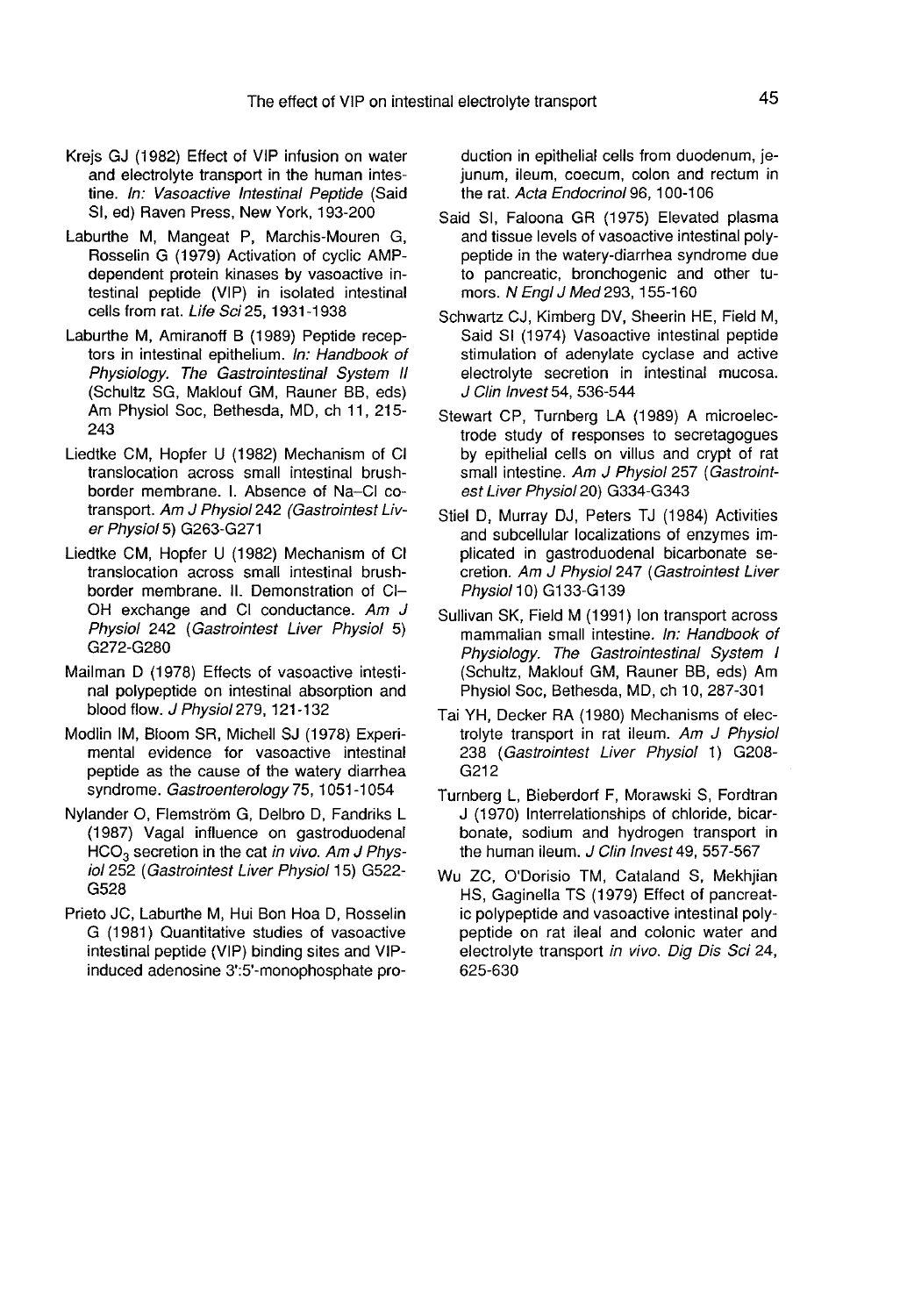Krejs GJ (1982) Effect of VIP infusion on water and electrolyte transport in the human intestine. *In: Vasoactive Intestinal Peptide* (Said SI, ed) Raven Press, New York, 193-200

Laburthe M, Mangeat P, Marchis-Mouren G, Rosselin G (1979) Activation of cyclic AMP-dependent protein kinases by vasoactive intestinal peptide (VIP) in isolated intestinal cells from rat. *Life Sci* 25, 1931-1938

Laburthe M, Amiranoff B (1989) Peptide receptors in intestinal epithelium. *In: Handbook of Physiology. The Gastrointestinal System II* (Schultz SG, Maklouf GM, Rauner BB, eds) Am Physiol Soc, Bethesda, MD, ch 11, 215-243

Liedtke CM, Hopfer U (1982) Mechanism of Cl translocation across small intestinal brush-border membrane. I. Absence of Na–Cl cotransport. *Am J Physiol* 242 *(Gastrointest Liver Physiol* 5) G263-G271

Liedtke CM, Hopfer U (1982) Mechanism of Cl translocation across small intestinal brush-border membrane. II. Demonstration of Cl–OH exchange and Cl conductance. *Am J Physiol* 242 (*Gastrointest Liver Physiol* 5) G272-G280

Mailman D (1978) Effects of vasoactive intestinal polypeptide on intestinal absorption and blood flow. *J Physiol* 279, 121-132

Modlin IM, Bloom SR, Michell SJ (1978) Experimental evidence for vasoactive intestinal peptide as the cause of the watery diarrhea syndrome. *Gastroenterology* 75, 1051-1054

Nylander O, Flemström G, Delbro D, Fandriks L (1987) Vagal influence on gastroduodenal $HCO_3$ secretion in the cat *in vivo*. *Am J Physiol* 252 (*Gastrointest Liver Physiol* 15) G522-G528

Prieto JC, Laburthe M, Hui Bon Hoa D, Rosselin G (1981) Quantitative studies of vasoactive intestinal peptide (VIP) binding sites and VIP-induced adenosine 3':5'-monophosphate production in epithelial cells from duodenum, jejunum, ileum, coecum, colon and rectum in the rat. *Acta Endocrinol* 96, 100-106

Said SI, Faloona GR (1975) Elevated plasma and tissue levels of vasoactive intestinal polypeptide in the watery-diarrhea syndrome due to pancreatic, bronchogenic and other tumors. *N Engl J Med* 293, 155-160

Schwartz CJ, Kimberg DV, Sheerin HE, Field M, Said SI (1974) Vasoactive intestinal peptide stimulation of adenylate cyclase and active electrolyte secretion in intestinal mucosa. *J Clin Invest* 54, 536-544

Stewart CP, Turnberg LA (1989) A microelectrode study of responses to secretagogues by epithelial cells on villus and crypt of rat small intestine. *Am J Physiol* 257 (*Gastrointest Liver Physiol* 20) G334-G343

Stiel D, Murray DJ, Peters TJ (1984) Activities and subcellular localizations of enzymes implicated in gastroduodenal bicarbonate secretion. *Am J Physiol* 247 (*Gastrointest Liver Physiol* 10) G133-G139

Sullivan SK, Field M (1991) Ion transport across mammalian small intestine. *In: Handbook of Physiology. The Gastrointestinal System I* (Schultz, Maklouf GM, Rauner BB, eds) Am Physiol Soc, Bethesda, MD, ch 10, 287-301

Tai YH, Decker RA (1980) Mechanisms of electrolyte transport in rat ileum. *Am J Physiol* 238 (*Gastrointest Liver Physiol* 1) G208-G212

Turnberg L, Bieberdorf F, Morawski S, Fordtran J (1970) Interrelationships of chloride, bicarbonate, sodium and hydrogen transport in the human ileum. *J Clin Invest* 49, 557-567

Wu ZC, O'Dorisio TM, Cataland S, Mekhjian HS, Gaginella TS (1979) Effect of pancreatic polypeptide and vasoactive intestinal polypeptide on rat ileal and colonic water and electrolyte transport *in vivo*. *Dig Dis Sci* 24, 625-630